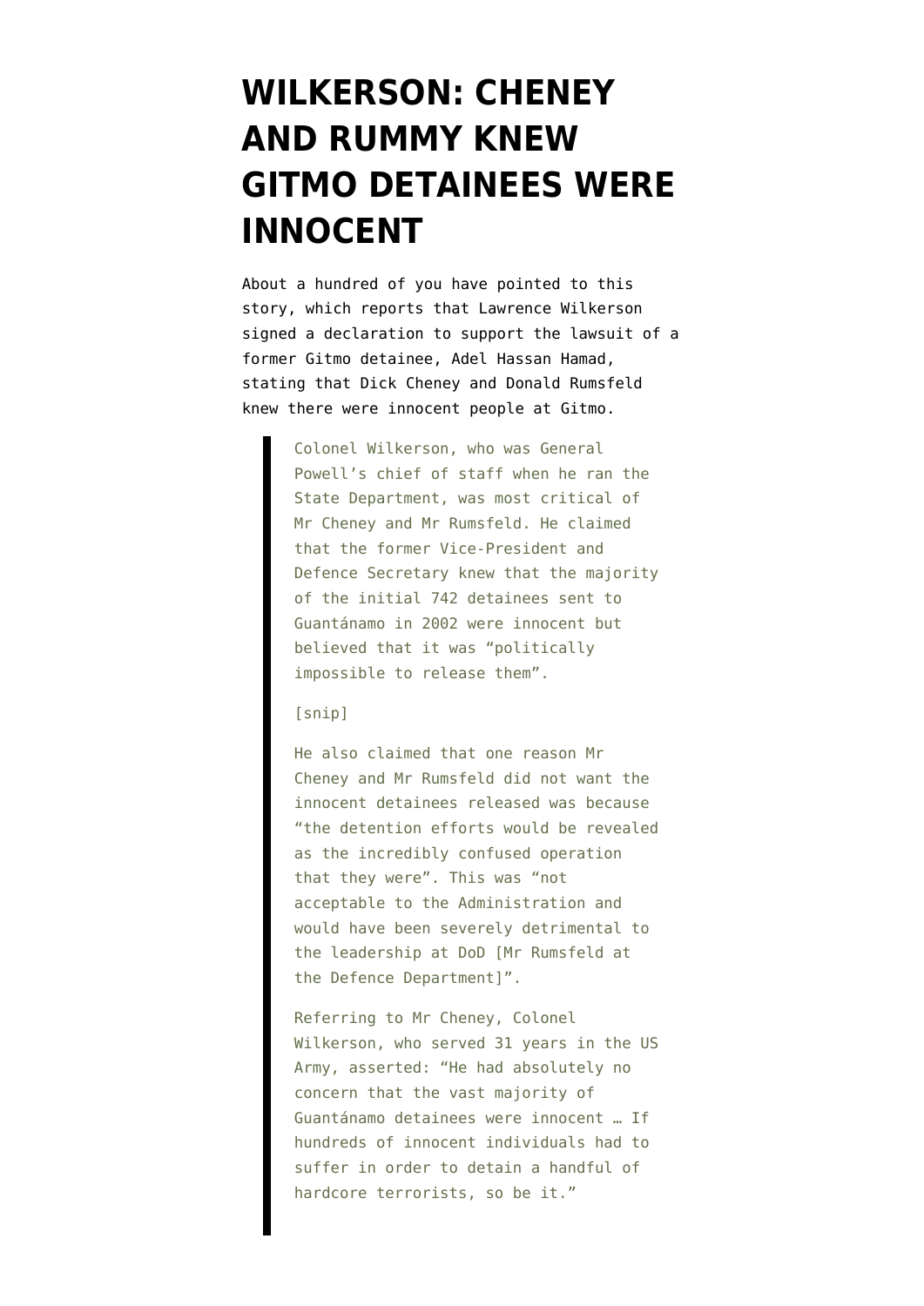# WILKERSON: CHENEY AND RUMMY KNEW GITMO DETAINEES WERE INNOCENT

About a hundred of you have pointed to this story, which reports that Lawrence Wilkerson signed a declaration to support the lawsuit of a former Gitmo detainee, Adel Hassan Hamad, stating that Dick Cheney and Donald Rumsfeld knew there were innocent people at Gitmo.

> Colonel Wilkerson, who was General Powell's chief of staff when he ran the State Department, was most critical of Mr Cheney and Mr Rumsfeld. He claimed that the former Vice-President and Defence Secretary knew that the majority of the initial 742 detainees sent to Guantánamo in 2002 were innocent but believed that it was "politically impossible to release them".
>
> [snip]
>
> He also claimed that one reason Mr Cheney and Mr Rumsfeld did not want the innocent detainees released was because "the detention efforts would be revealed as the incredibly confused operation that they were". This was "not acceptable to the Administration and would have been severely detrimental to the leadership at DoD [Mr Rumsfeld at the Defence Department]".
>
> Referring to Mr Cheney, Colonel Wilkerson, who served 31 years in the US Army, asserted: "He had absolutely no concern that the vast majority of Guantánamo detainees were innocent … If hundreds of innocent individuals had to suffer in order to detain a handful of hardcore terrorists, so be it."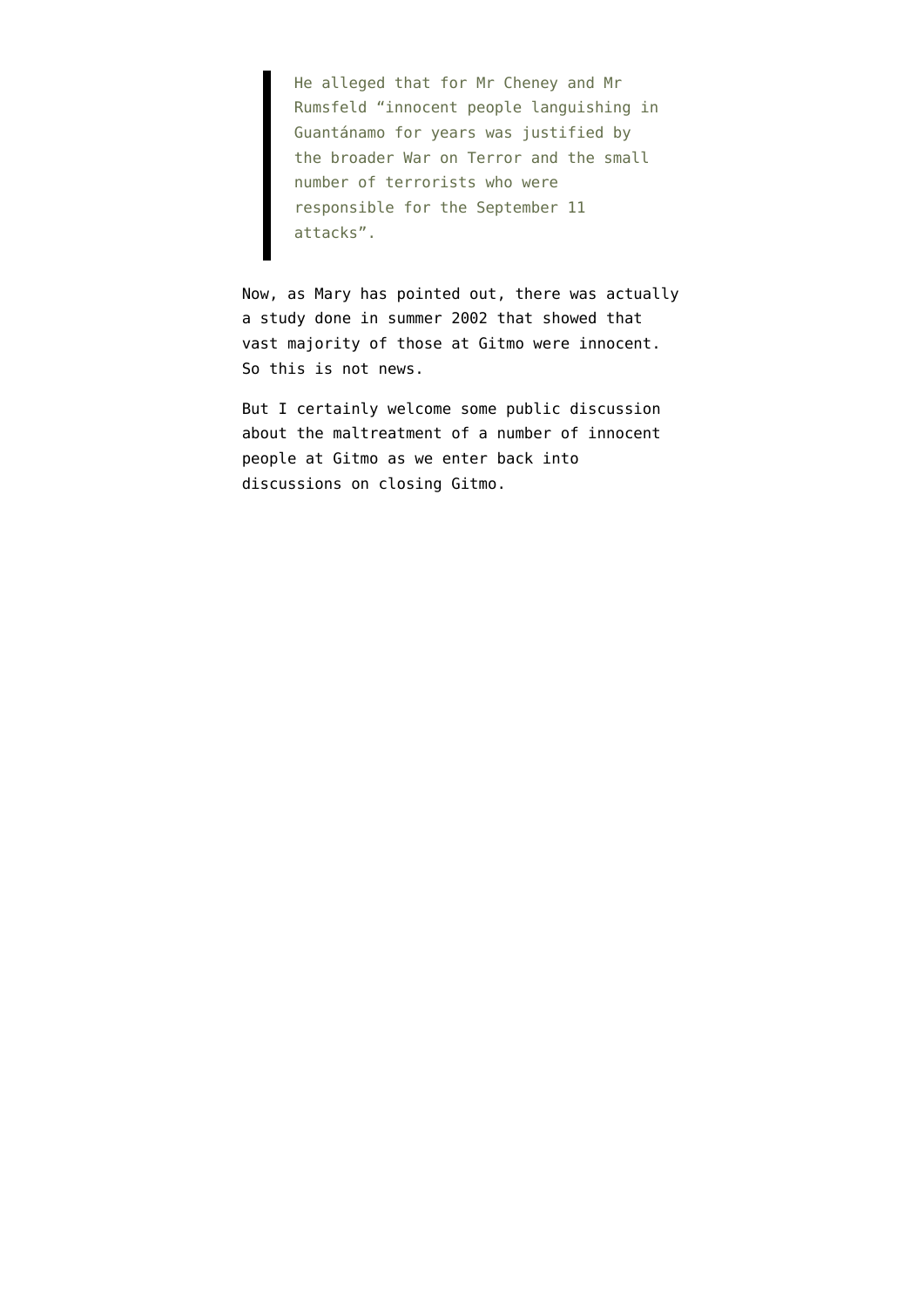> He alleged that for Mr Cheney and Mr Rumsfeld “innocent people languishing in Guantánamo for years was justified by the broader War on Terror and the small number of terrorists who were responsible for the September 11 attacks”.

Now, as Mary has pointed out, there was actually a study done in summer 2002 that showed that vast majority of those at Gitmo were innocent. So this is not news.

But I certainly welcome some public discussion about the maltreatment of a number of innocent people at Gitmo as we enter back into discussions on closing Gitmo.